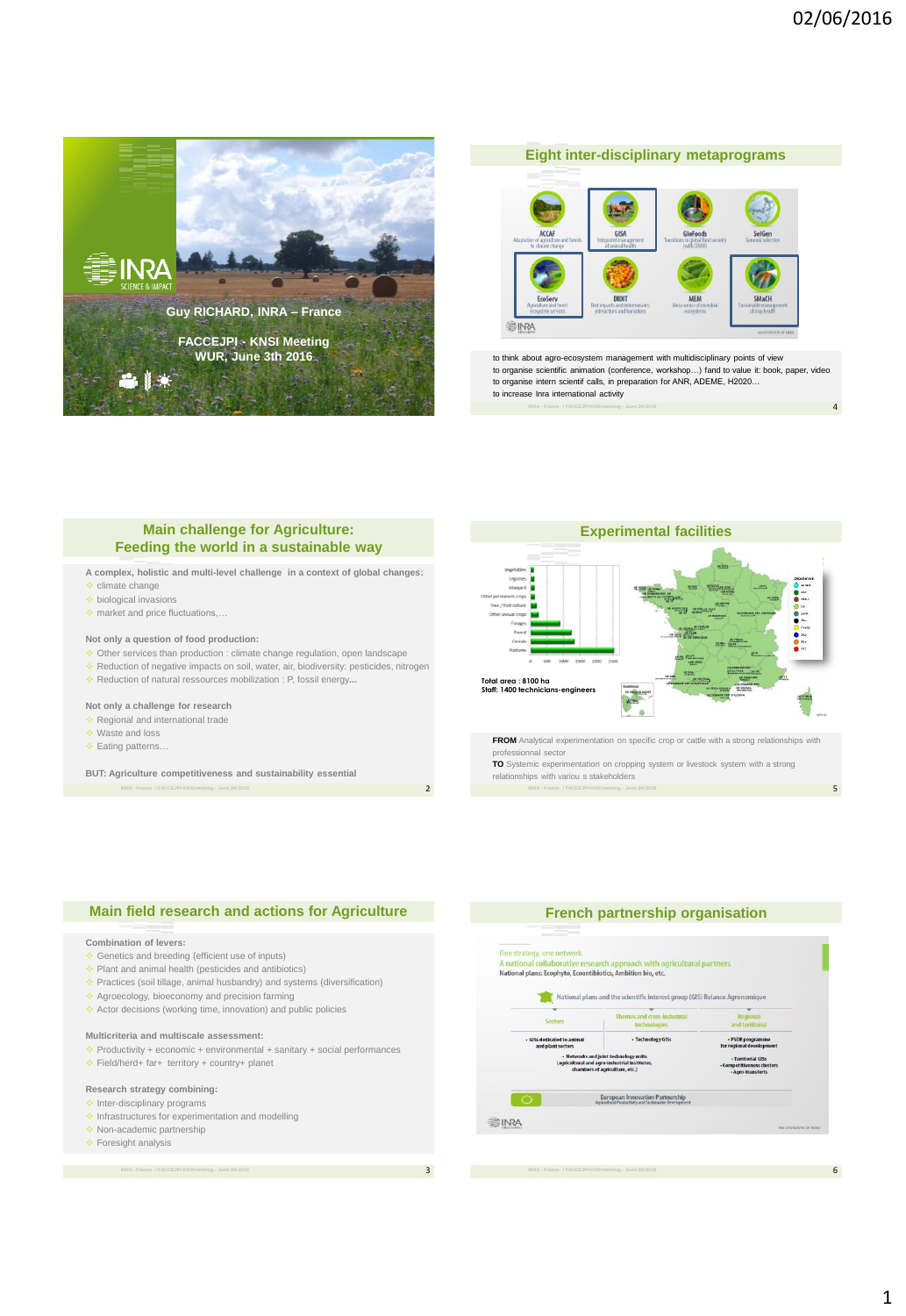Guy RICHARD, INRA – France

FACCEJPI - KNSI Meeting
WUR, June 3th 2016

## Main challenge for Agriculture: Feeding the world in a sustainable way

**A complex, holistic and multi-level challenge in a context of global changes:**
- climate change
- biological invasions
- market and price fluctuations,…

**Not only a question of food production:**
- Other services than production : climate change regulation, open landscape
- Reduction of negative impacts on soil, water, air, biodiversity: pesticides, nitrogen
- Reduction of natural ressources mobilization : P, fossil energy...

**Not only a challenge for research**
- Regional and international trade
- Waste and loss
- Eating patterns…

**BUT: Agriculture competitiveness and sustainability essential**

## Main field research and actions for Agriculture

**Combination of levers:**
- Genetics and breeding (efficient use of inputs)
- Plant and animal health (pesticides and antibiotics)
- Practices (soil tillage, animal husbandry) and systems (diversification)
- Agroecology, bioeconomy and precision farming
- Actor decisions (working time, innovation) and public policies

**Multicriteria and multiscale assessment:**
- Productivity + economic + environmental + sanitary + social performances
- Field/herd+ far+ territory + country+ planet

**Research strategy combining:**
- Inter-disciplinary programs
- Infrastructures for experimentation and modelling
- Non-academic partnership
- Foresight analysis

## Eight inter-disciplinary metaprograms

- ACCAF – Adaptation of agriculture and forests to climate change
- GISA – Integrated management of animal health
- GloFoods – Transitions to global food security (with CIRAD)
- SelGen – Genomic selection
- EcoServ – Agriculture and forest ecosystem services
- DIDIT – Diet impacts and determinants: interactions and transitions
- MEM – Meta-omics of microbial ecosystems
- SMaCH – Sustainable management of crop health

to think about agro-ecosystem management with multidisciplinary points of view
to organise scientific animation (conference, workshop…) fand to value it: book, paper, video
to organise intern scientif calls, in preparation for ANR, ADEME, H2020…
to increase Inra international activity

## Experimental facilities

Total area : 8100 ha
Staff: 1400 technicians-engineers

**FROM** Analytical experimentation on specific crop or cattle with a strong relationships with professionnal sector
**TO** Systemic experimentation on cropping system or livestock system with a strong relationships with variou s stakeholders

## French partnership organisation

One strategy, one network
A national collaborative research approach with agricultural partners
National plans: Ecophyto, Ecoantibiotics, Ambition bio, etc.

National plans and the scientific interest group (GIS) Relance Agronomique

| Sectors | Themes and cross-industrial technologies | Regional and territorial |
|---|---|---|
| • GISs dedicated to animal and plant sectors | • Technology GISs | • PSDR programme for regional development |
| | • Networks and joint technology units (agricultural and agro-industrial institutes, chambers of agriculture, etc.) | • Territorial GISs<br>• Competitiveness clusters<br>• Agro-transferts |

European Innovation Partnership – Agricultural Productivity and Sustainable Development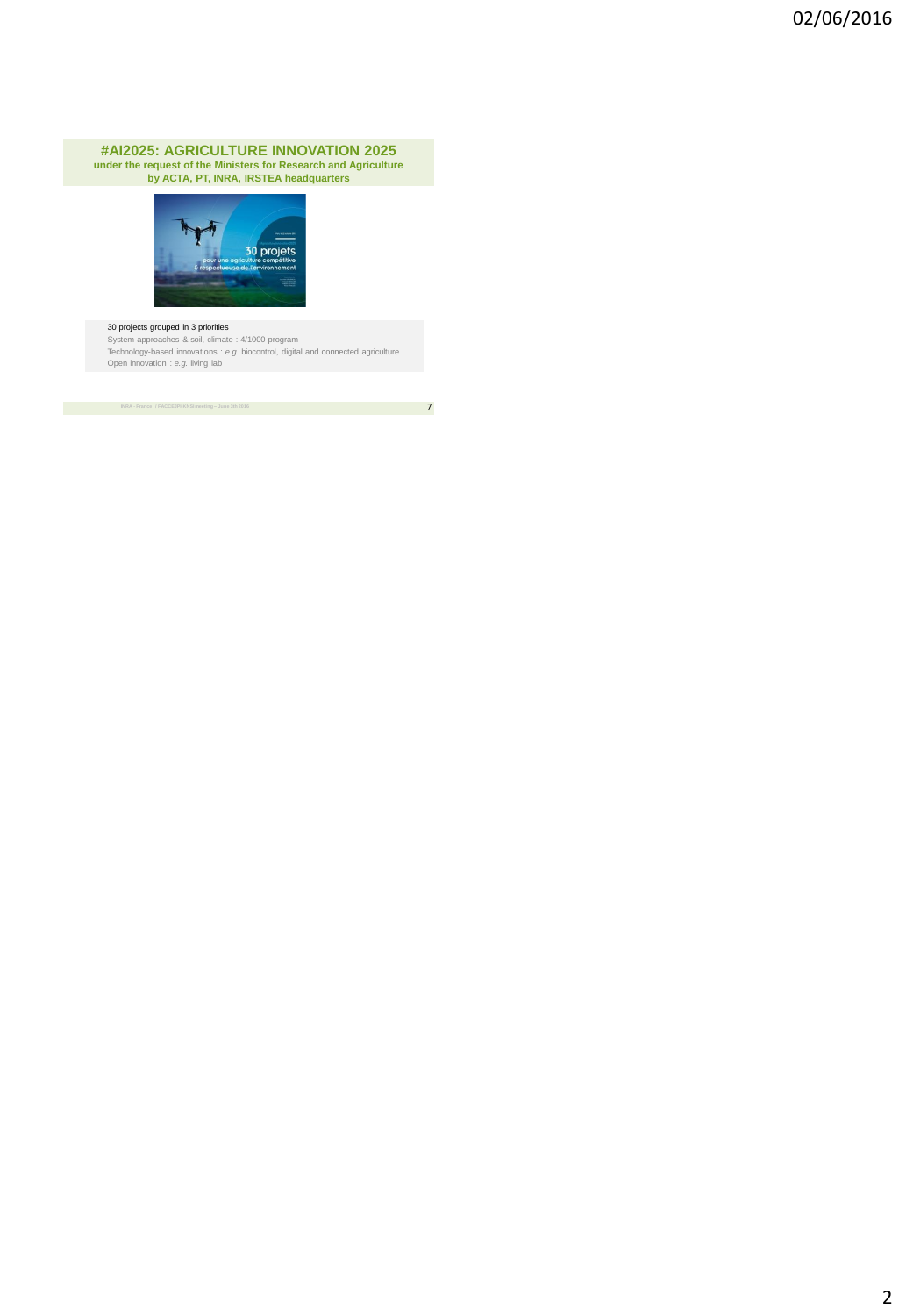# #AI2025: AGRICULTURE INNOVATION 2025

**under the request of the Ministers for Research and Agriculture**
**by ACTA, PT, INRA, IRSTEA headquarters**

30 projets
pour une agriculture compétitive & respectueuse de l'environnement

30 projects grouped in 3 priorities

- System approaches & soil, climate : 4/1000 program
- Technology-based innovations : *e.g.* biocontrol, digital and connected agriculture
- Open innovation : *e.g.* living lab